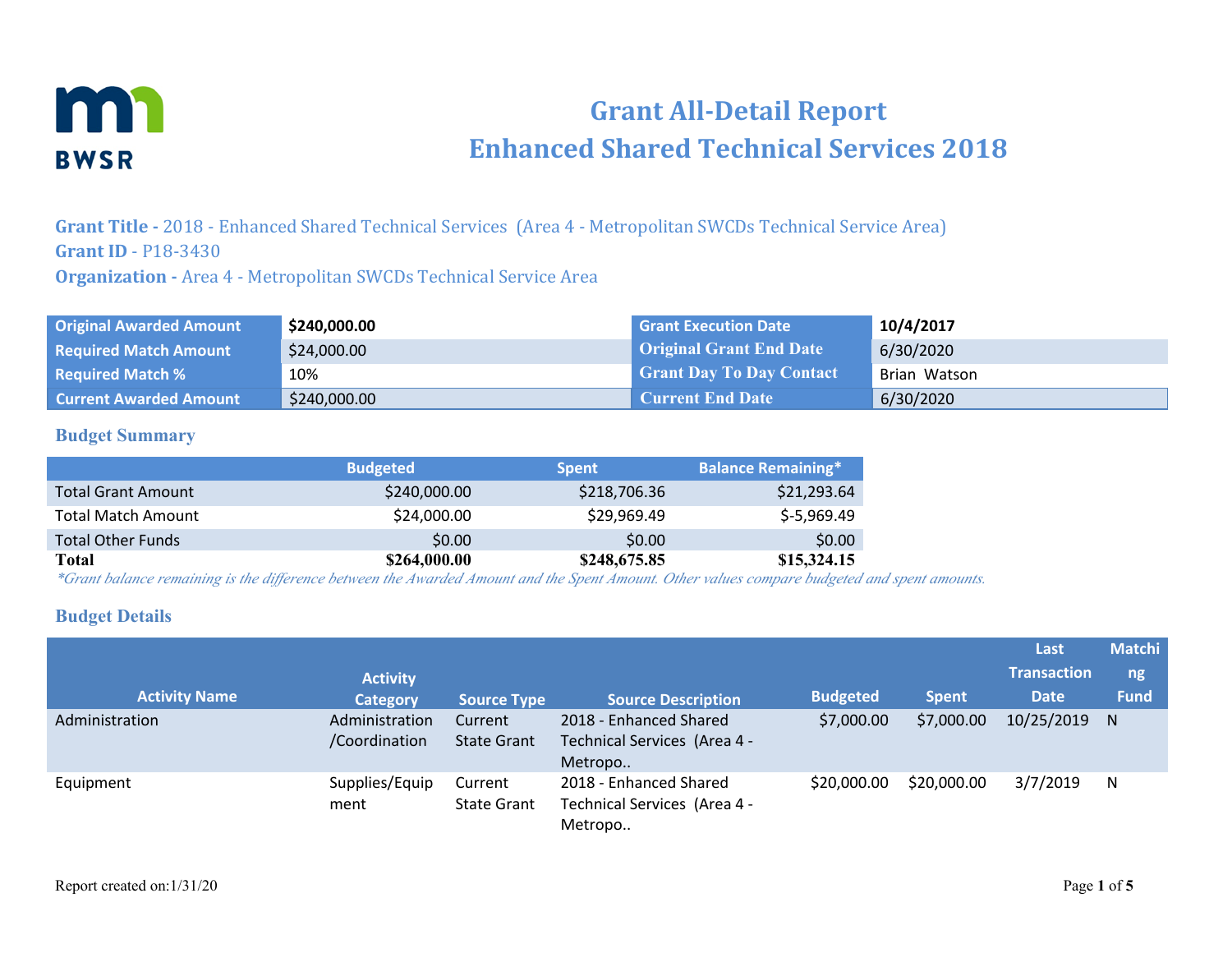# Grant All-Detail Report
# Enhanced Shared Technical Services 2018

**Grant Title -** 2018 - Enhanced Shared Technical Services (Area 4 - Metropolitan SWCDs Technical Service Area)
**Grant ID -** P18-3430
**Organization -** Area 4 - Metropolitan SWCDs Technical Service Area

| | | | |
|---|---|---|---|
| **Original Awarded Amount** | **$240,000.00** | **Grant Execution Date** | **10/4/2017** |
| **Required Match Amount** | $24,000.00 | **Original Grant End Date** | 6/30/2020 |
| **Required Match %** | 10% | **Grant Day To Day Contact** | Brian Watson |
| **Current Awarded Amount** | $240,000.00 | **Current End Date** | 6/30/2020 |

## Budget Summary

| | Budgeted | Spent | Balance Remaining* |
|---|---|---|---|
| Total Grant Amount | $240,000.00 | $218,706.36 | $21,293.64 |
| Total Match Amount | $24,000.00 | $29,969.49 | $-5,969.49 |
| Total Other Funds | $0.00 | $0.00 | $0.00 |
| **Total** | **$264,000.00** | **$248,675.85** | **$15,324.15** |

*\*Grant balance remaining is the difference between the Awarded Amount and the Spent Amount. Other values compare budgeted and spent amounts.*

## Budget Details

| Activity Name | Activity Category | Source Type | Source Description | Budgeted | Spent | Last Transaction Date | Matching Fund |
|---|---|---|---|---|---|---|---|
| Administration | Administration /Coordination | Current State Grant | 2018 - Enhanced Shared Technical Services (Area 4 - Metropo.. | $7,000.00 | $7,000.00 | 10/25/2019 | N |
| Equipment | Supplies/Equipment | Current State Grant | 2018 - Enhanced Shared Technical Services (Area 4 - Metropo.. | $20,000.00 | $20,000.00 | 3/7/2019 | N |

Report created on:1/31/20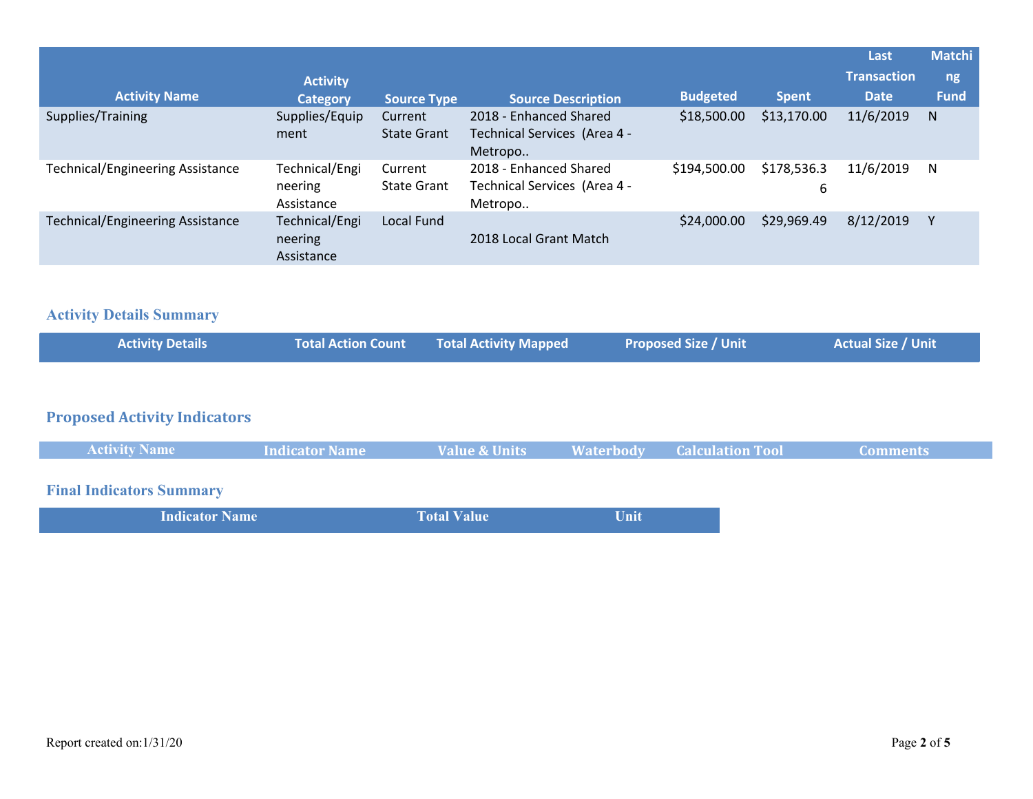| Activity Name | Activity Category | Source Type | Source Description | Budgeted | Spent | Last Transaction Date | Matching Fund |
|---|---|---|---|---|---|---|---|
| Supplies/Training | Supplies/Equipment | Current State Grant | 2018 - Enhanced Shared Technical Services (Area 4 - Metropo.. | $18,500.00 | $13,170.00 | 11/6/2019 | N |
| Technical/Engineering Assistance | Technical/Engineering Assistance | Current State Grant | 2018 - Enhanced Shared Technical Services (Area 4 - Metropo.. | $194,500.00 | $178,536.36 | 11/6/2019 | N |
| Technical/Engineering Assistance | Technical/Engineering Assistance | Local Fund | 2018 Local Grant Match | $24,000.00 | $29,969.49 | 8/12/2019 | Y |

## Activity Details Summary

| Activity Details | Total Action Count | Total Activity Mapped | Proposed Size / Unit | Actual Size / Unit |
|---|---|---|---|---|

## Proposed Activity Indicators

| Activity Name | Indicator Name | Value & Units | Waterbody | Calculation Tool | Comments |
|---|---|---|---|---|---|

## Final Indicators Summary

| Indicator Name | Total Value | Unit |
|---|---|---|

Report created on:1/31/20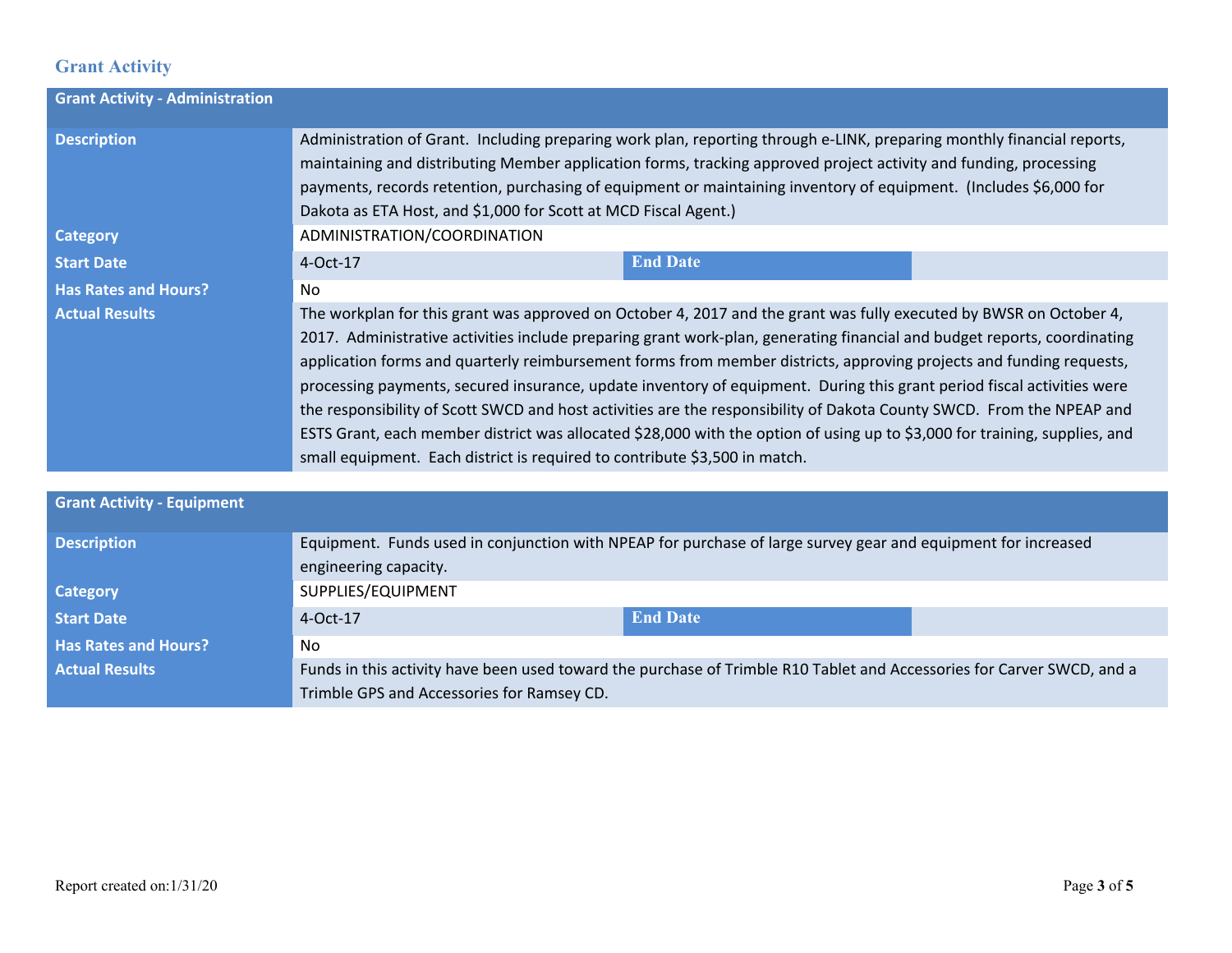## Grant Activity

| Grant Activity - Administration | | | |
|---|---|---|---|
| **Description** | Administration of Grant. Including preparing work plan, reporting through e-LINK, preparing monthly financial reports, maintaining and distributing Member application forms, tracking approved project activity and funding, processing payments, records retention, purchasing of equipment or maintaining inventory of equipment. (Includes $6,000 for Dakota as ETA Host, and $1,000 for Scott at MCD Fiscal Agent.) | | |
| **Category** | ADMINISTRATION/COORDINATION | | |
| **Start Date** | 4-Oct-17 | **End Date** | |
| **Has Rates and Hours?** | No | | |
| **Actual Results** | The workplan for this grant was approved on October 4, 2017 and the grant was fully executed by BWSR on October 4, 2017. Administrative activities include preparing grant work-plan, generating financial and budget reports, coordinating application forms and quarterly reimbursement forms from member districts, approving projects and funding requests, processing payments, secured insurance, update inventory of equipment. During this grant period fiscal activities were the responsibility of Scott SWCD and host activities are the responsibility of Dakota County SWCD. From the NPEAP and ESTS Grant, each member district was allocated $28,000 with the option of using up to $3,000 for training, supplies, and small equipment. Each district is required to contribute $3,500 in match. | | |

| Grant Activity - Equipment | | | |
|---|---|---|---|
| **Description** | Equipment. Funds used in conjunction with NPEAP for purchase of large survey gear and equipment for increased engineering capacity. | | |
| **Category** | SUPPLIES/EQUIPMENT | | |
| **Start Date** | 4-Oct-17 | **End Date** | |
| **Has Rates and Hours?** | No | | |
| **Actual Results** | Funds in this activity have been used toward the purchase of Trimble R10 Tablet and Accessories for Carver SWCD, and a Trimble GPS and Accessories for Ramsey CD. | | |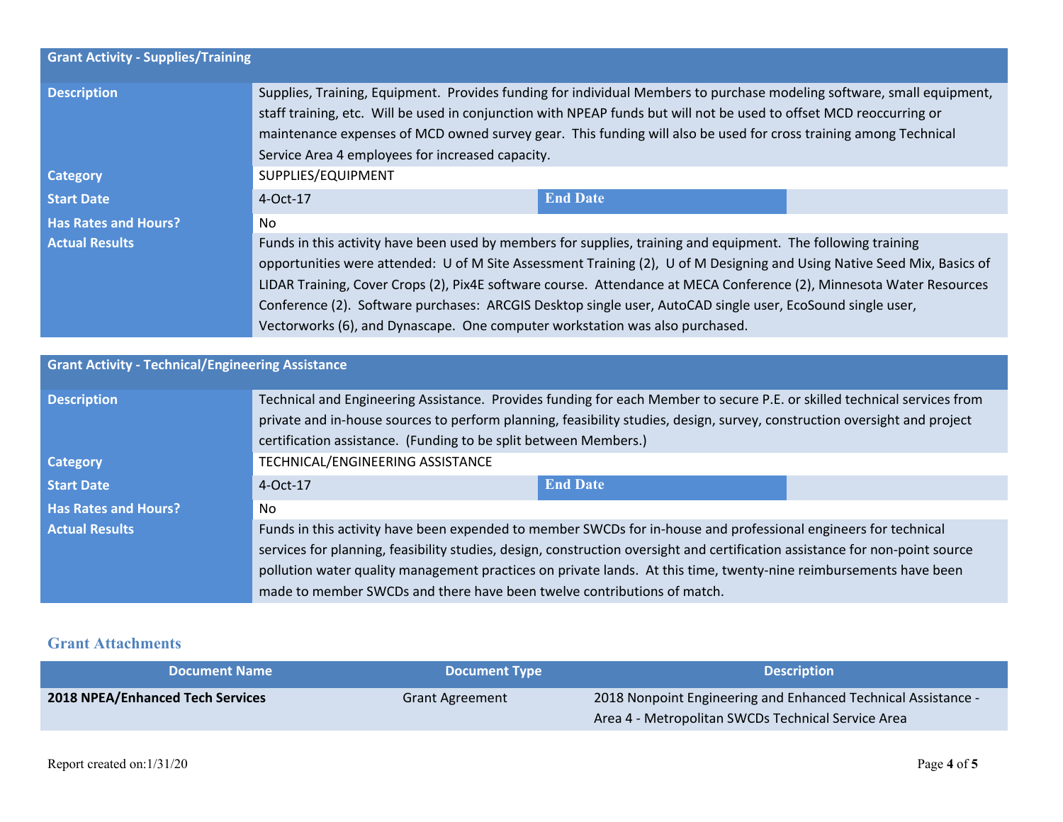| Grant Activity - Supplies/Training | | | |
|---|---|---|---|
| **Description** | Supplies, Training, Equipment. Provides funding for individual Members to purchase modeling software, small equipment, staff training, etc. Will be used in conjunction with NPEAP funds but will not be used to offset MCD reoccurring or maintenance expenses of MCD owned survey gear. This funding will also be used for cross training among Technical Service Area 4 employees for increased capacity. | | |
| **Category** | SUPPLIES/EQUIPMENT | | |
| **Start Date** | 4-Oct-17 | **End Date** | |
| **Has Rates and Hours?** | No | | |
| **Actual Results** | Funds in this activity have been used by members for supplies, training and equipment. The following training opportunities were attended: U of M Site Assessment Training (2), U of M Designing and Using Native Seed Mix, Basics of LIDAR Training, Cover Crops (2), Pix4E software course. Attendance at MECA Conference (2), Minnesota Water Resources Conference (2). Software purchases: ARCGIS Desktop single user, AutoCAD single user, EcoSound single user, Vectorworks (6), and Dynascape. One computer workstation was also purchased. | | |

| Grant Activity - Technical/Engineering Assistance | | | |
|---|---|---|---|
| **Description** | Technical and Engineering Assistance. Provides funding for each Member to secure P.E. or skilled technical services from private and in-house sources to perform planning, feasibility studies, design, survey, construction oversight and project certification assistance. (Funding to be split between Members.) | | |
| **Category** | TECHNICAL/ENGINEERING ASSISTANCE | | |
| **Start Date** | 4-Oct-17 | **End Date** | |
| **Has Rates and Hours?** | No | | |
| **Actual Results** | Funds in this activity have been expended to member SWCDs for in-house and professional engineers for technical services for planning, feasibility studies, design, construction oversight and certification assistance for non-point source pollution water quality management practices on private lands. At this time, twenty-nine reimbursements have been made to member SWCDs and there have been twelve contributions of match. | | |

## Grant Attachments

| Document Name | Document Type | Description |
|---|---|---|
| **2018 NPEA/Enhanced Tech Services** | Grant Agreement | 2018 Nonpoint Engineering and Enhanced Technical Assistance - Area 4 - Metropolitan SWCDs Technical Service Area |

Report created on:1/31/20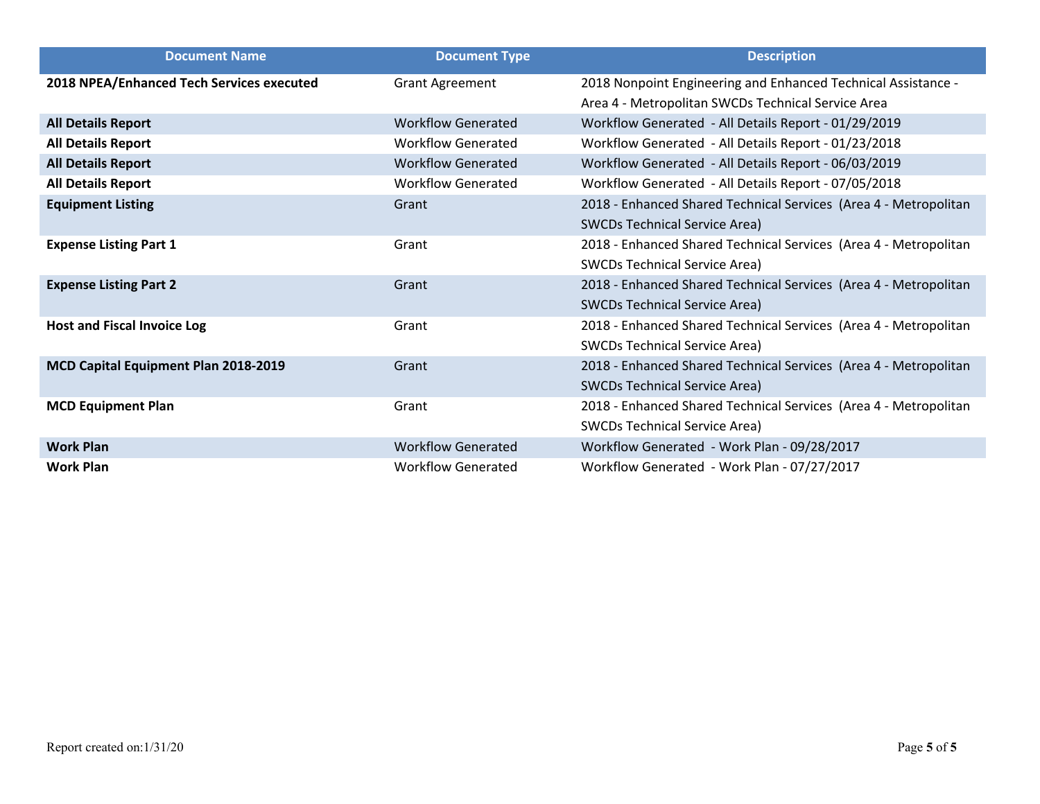| Document Name | Document Type | Description |
|---|---|---|
| **2018 NPEA/Enhanced Tech Services executed** | Grant Agreement | 2018 Nonpoint Engineering and Enhanced Technical Assistance - Area 4 - Metropolitan SWCDs Technical Service Area |
| **All Details Report** | Workflow Generated | Workflow Generated - All Details Report - 01/29/2019 |
| **All Details Report** | Workflow Generated | Workflow Generated - All Details Report - 01/23/2018 |
| **All Details Report** | Workflow Generated | Workflow Generated - All Details Report - 06/03/2019 |
| **All Details Report** | Workflow Generated | Workflow Generated - All Details Report - 07/05/2018 |
| **Equipment Listing** | Grant | 2018 - Enhanced Shared Technical Services (Area 4 - Metropolitan SWCDs Technical Service Area) |
| **Expense Listing Part 1** | Grant | 2018 - Enhanced Shared Technical Services (Area 4 - Metropolitan SWCDs Technical Service Area) |
| **Expense Listing Part 2** | Grant | 2018 - Enhanced Shared Technical Services (Area 4 - Metropolitan SWCDs Technical Service Area) |
| **Host and Fiscal Invoice Log** | Grant | 2018 - Enhanced Shared Technical Services (Area 4 - Metropolitan SWCDs Technical Service Area) |
| **MCD Capital Equipment Plan 2018-2019** | Grant | 2018 - Enhanced Shared Technical Services (Area 4 - Metropolitan SWCDs Technical Service Area) |
| **MCD Equipment Plan** | Grant | 2018 - Enhanced Shared Technical Services (Area 4 - Metropolitan SWCDs Technical Service Area) |
| **Work Plan** | Workflow Generated | Workflow Generated - Work Plan - 09/28/2017 |
| **Work Plan** | Workflow Generated | Workflow Generated - Work Plan - 07/27/2017 |

Report created on:1/31/20